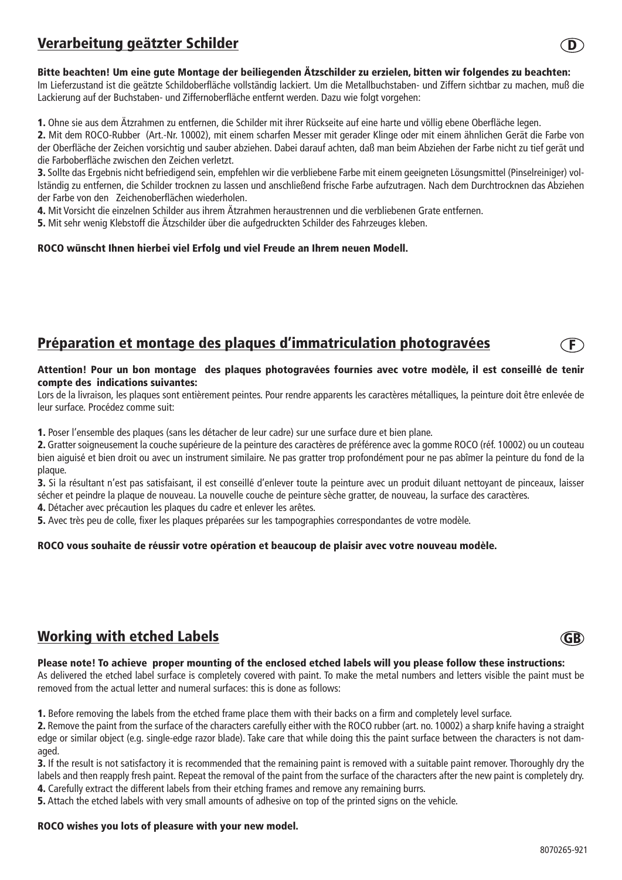## Verarbeitung geätzter Schilder

D

**Bitte beachten! Um eine gute Montage der beiliegenden Ätzschilder zu erzielen, bitten wir folgendes zu beachten:**
Im Lieferzustand ist die geätzte Schildoberfläche vollständig lackiert. Um die Metallbuchstaben- und Ziffern sichtbar zu machen, muß die Lackierung auf der Buchstaben- und Ziffernoberfläche entfernt werden. Dazu wie folgt vorgehen:

**1.** Ohne sie aus dem Ätzrahmen zu entfernen, die Schilder mit ihrer Rückseite auf eine harte und völlig ebene Oberfläche legen.
**2.** Mit dem ROCO-Rubber (Art.-Nr. 10002), mit einem scharfen Messer mit gerader Klinge oder mit einem ähnlichen Gerät die Farbe von der Oberfläche der Zeichen vorsichtig und sauber abziehen. Dabei darauf achten, daß man beim Abziehen der Farbe nicht zu tief gerät und die Farboberfläche zwischen den Zeichen verletzt.
**3.** Sollte das Ergebnis nicht befriedigend sein, empfehlen wir die verbliebene Farbe mit einem geeigneten Lösungsmittel (Pinselreiniger) vollständig zu entfernen, die Schilder trocknen zu lassen und anschließend frische Farbe aufzutragen. Nach dem Durchtrocknen das Abziehen der Farbe von den Zeichenoberflächen wiederholen.
**4.** Mit Vorsicht die einzelnen Schilder aus ihrem Ätzrahmen heraustrennen und die verbliebenen Grate entfernen.
**5.** Mit sehr wenig Klebstoff die Ätzschilder über die aufgedruckten Schilder des Fahrzeuges kleben.

**ROCO wünscht Ihnen hierbei viel Erfolg und viel Freude an Ihrem neuen Modell.**

## Préparation et montage des plaques d'immatriculation photogravées

F

**Attention! Pour un bon montage des plaques photogravées fournies avec votre modèle, il est conseillé de tenir compte des indications suivantes:**
Lors de la livraison, les plaques sont entièrement peintes. Pour rendre apparents les caractères métalliques, la peinture doit être enlevée de leur surface. Procédez comme suit:

**1.** Poser l'ensemble des plaques (sans les détacher de leur cadre) sur une surface dure et bien plane.
**2.** Gratter soigneusement la couche supérieure de la peinture des caractères de préférence avec la gomme ROCO (réf. 10002) ou un couteau bien aiguisé et bien droit ou avec un instrument similaire. Ne pas gratter trop profondément pour ne pas abîmer la peinture du fond de la plaque.
**3.** Si la résultant n'est pas satisfaisant, il est conseillé d'enlever toute la peinture avec un produit diluant nettoyant de pinceaux, laisser sécher et peindre la plaque de nouveau. La nouvelle couche de peinture sèche gratter, de nouveau, la surface des caractères.
**4.** Détacher avec précaution les plaques du cadre et enlever les arêtes.
**5.** Avec très peu de colle, fixer les plaques préparées sur les tampographies correspondantes de votre modèle.

**ROCO vous souhaite de réussir votre opération et beaucoup de plaisir avec votre nouveau modèle.**

## Working with etched Labels

GB

**Please note! To achieve proper mounting of the enclosed etched labels will you please follow these instructions:**
As delivered the etched label surface is completely covered with paint. To make the metal numbers and letters visible the paint must be removed from the actual letter and numeral surfaces: this is done as follows:

**1.** Before removing the labels from the etched frame place them with their backs on a firm and completely level surface.
**2.** Remove the paint from the surface of the characters carefully either with the ROCO rubber (art. no. 10002) a sharp knife having a straight edge or similar object (e.g. single-edge razor blade). Take care that while doing this the paint surface between the characters is not damaged.
**3.** If the result is not satisfactory it is recommended that the remaining paint is removed with a suitable paint remover. Thoroughly dry the labels and then reapply fresh paint. Repeat the removal of the paint from the surface of the characters after the new paint is completely dry.
**4.** Carefully extract the different labels from their etching frames and remove any remaining burrs.
**5.** Attach the etched labels with very small amounts of adhesive on top of the printed signs on the vehicle.

**ROCO wishes you lots of pleasure with your new model.**

8070265-921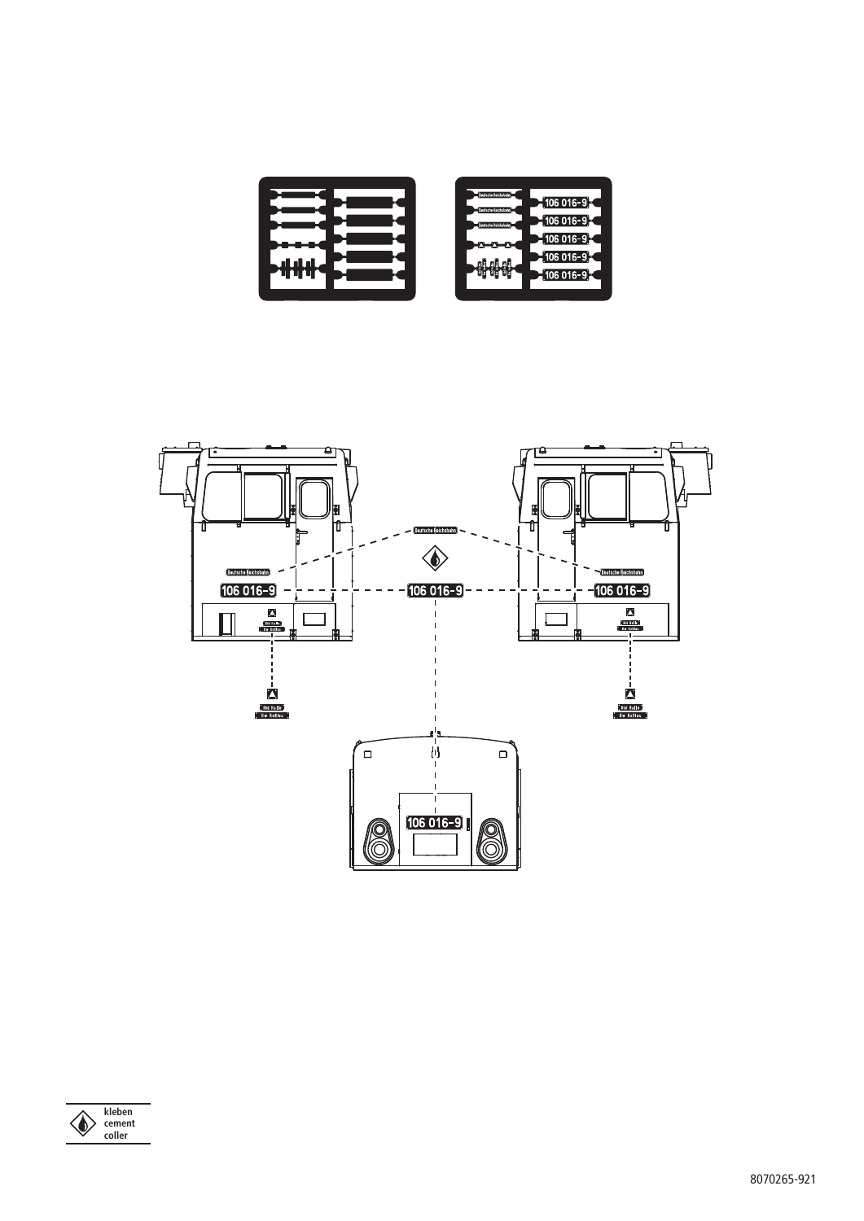Deutsche Reichsbahn

106 016-9

106 016-9

106 016-9

106 016-9

Deutsche Reichsbahn

Deutsche Reichsbahn

106 016-9

kleben
cement
coller

8070265-921